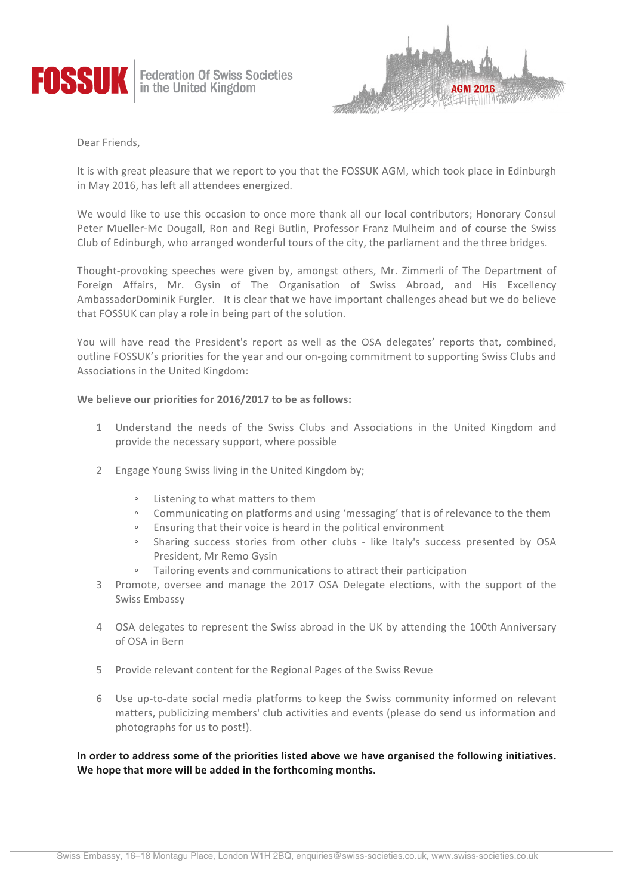**FOSSUK** Federation Of Swiss Societies in the United Kingdom

AGM 2016

Dear Friends,

It is with great pleasure that we report to you that the FOSSUK AGM, which took place in Edinburgh in May 2016, has left all attendees energized.

We would like to use this occasion to once more thank all our local contributors; Honorary Consul Peter Mueller-Mc Dougall, Ron and Regi Butlin, Professor Franz Mulheim and of course the Swiss Club of Edinburgh, who arranged wonderful tours of the city, the parliament and the three bridges.

Thought-provoking speeches were given by, amongst others, Mr. Zimmerli of The Department of Foreign Affairs, Mr. Gysin of The Organisation of Swiss Abroad, and His Excellency AmbassadorDominik Furgler. It is clear that we have important challenges ahead but we do believe that FOSSUK can play a role in being part of the solution.

You will have read the President's report as well as the OSA delegates' reports that, combined, outline FOSSUK's priorities for the year and our on-going commitment to supporting Swiss Clubs and Associations in the United Kingdom:

**We believe our priorities for 2016/2017 to be as follows:**

1. Understand the needs of the Swiss Clubs and Associations in the United Kingdom and provide the necessary support, where possible

2. Engage Young Swiss living in the United Kingdom by;

    - Listening to what matters to them
    - Communicating on platforms and using 'messaging' that is of relevance to the them
    - Ensuring that their voice is heard in the political environment
    - Sharing success stories from other clubs - like Italy's success presented by OSA President, Mr Remo Gysin
    - Tailoring events and communications to attract their participation

3. Promote, oversee and manage the 2017 OSA Delegate elections, with the support of the Swiss Embassy

4. OSA delegates to represent the Swiss abroad in the UK by attending the 100th Anniversary of OSA in Bern

5. Provide relevant content for the Regional Pages of the Swiss Revue

6. Use up-to-date social media platforms to keep the Swiss community informed on relevant matters, publicizing members' club activities and events (please do send us information and photographs for us to post!).

**In order to address some of the priorities listed above we have organised the following initiatives. We hope that more will be added in the forthcoming months.**

Swiss Embassy, 16–18 Montagu Place, London W1H 2BQ, enquiries@swiss-societies.co.uk, www.swiss-societies.co.uk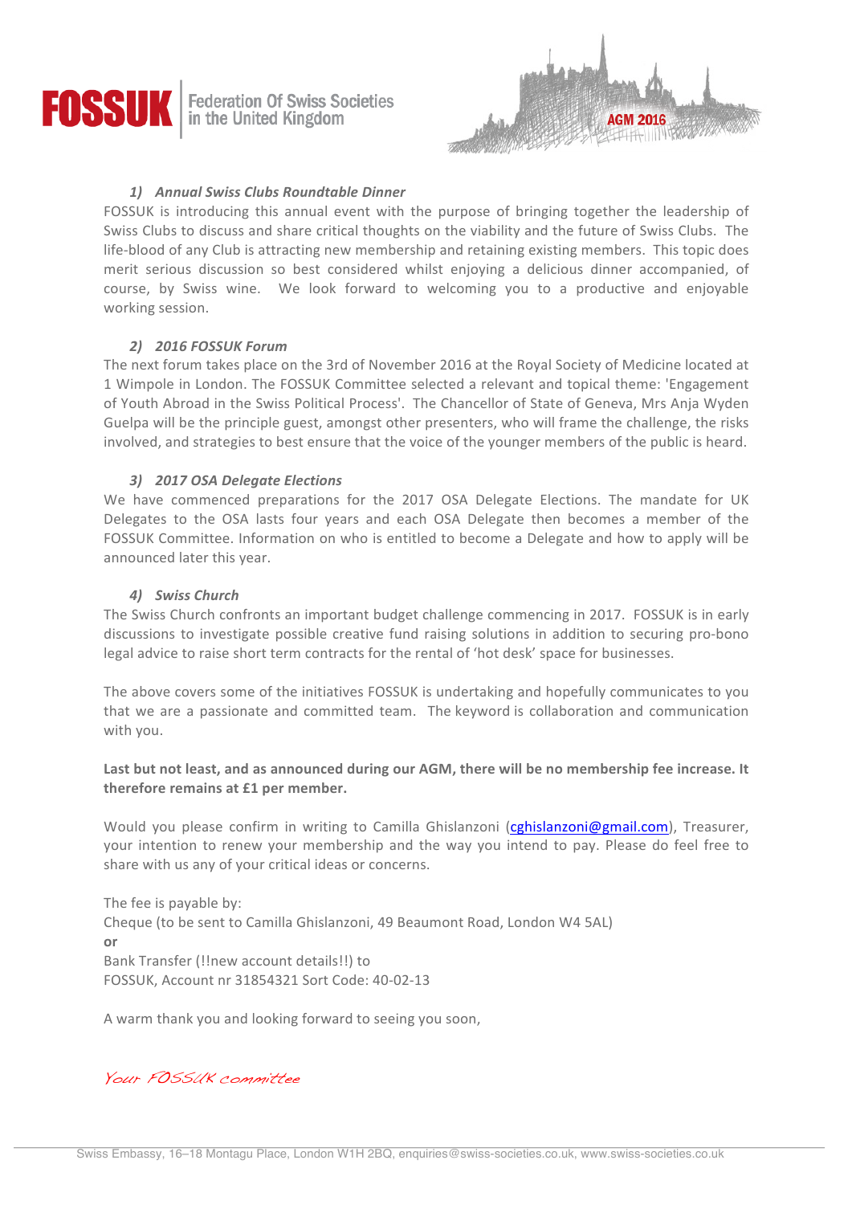### 1) *Annual Swiss Clubs Roundtable Dinner*

FOSSUK is introducing this annual event with the purpose of bringing together the leadership of Swiss Clubs to discuss and share critical thoughts on the viability and the future of Swiss Clubs. The life-blood of any Club is attracting new membership and retaining existing members. This topic does merit serious discussion so best considered whilst enjoying a delicious dinner accompanied, of course, by Swiss wine. We look forward to welcoming you to a productive and enjoyable working session.

### 2) *2016 FOSSUK Forum*

The next forum takes place on the 3rd of November 2016 at the Royal Society of Medicine located at 1 Wimpole in London. The FOSSUK Committee selected a relevant and topical theme: 'Engagement of Youth Abroad in the Swiss Political Process'. The Chancellor of State of Geneva, Mrs Anja Wyden Guelpa will be the principle guest, amongst other presenters, who will frame the challenge, the risks involved, and strategies to best ensure that the voice of the younger members of the public is heard.

### 3) *2017 OSA Delegate Elections*

We have commenced preparations for the 2017 OSA Delegate Elections. The mandate for UK Delegates to the OSA lasts four years and each OSA Delegate then becomes a member of the FOSSUK Committee. Information on who is entitled to become a Delegate and how to apply will be announced later this year.

### 4) *Swiss Church*

The Swiss Church confronts an important budget challenge commencing in 2017. FOSSUK is in early discussions to investigate possible creative fund raising solutions in addition to securing pro-bono legal advice to raise short term contracts for the rental of 'hot desk' space for businesses.

The above covers some of the initiatives FOSSUK is undertaking and hopefully communicates to you that we are a passionate and committed team. The keyword is collaboration and communication with you.

**Last but not least, and as announced during our AGM, there will be no membership fee increase. It therefore remains at £1 per member.**

Would you please confirm in writing to Camilla Ghislanzoni (cghislanzoni@gmail.com), Treasurer, your intention to renew your membership and the way you intend to pay. Please do feel free to share with us any of your critical ideas or concerns.

The fee is payable by:
Cheque (to be sent to Camilla Ghislanzoni, 49 Beaumont Road, London W4 5AL)
**or**
Bank Transfer (!!new account details!!) to
FOSSUK, Account nr 31854321 Sort Code: 40-02-13

A warm thank you and looking forward to seeing you soon,

*Your FOSSUK committee*